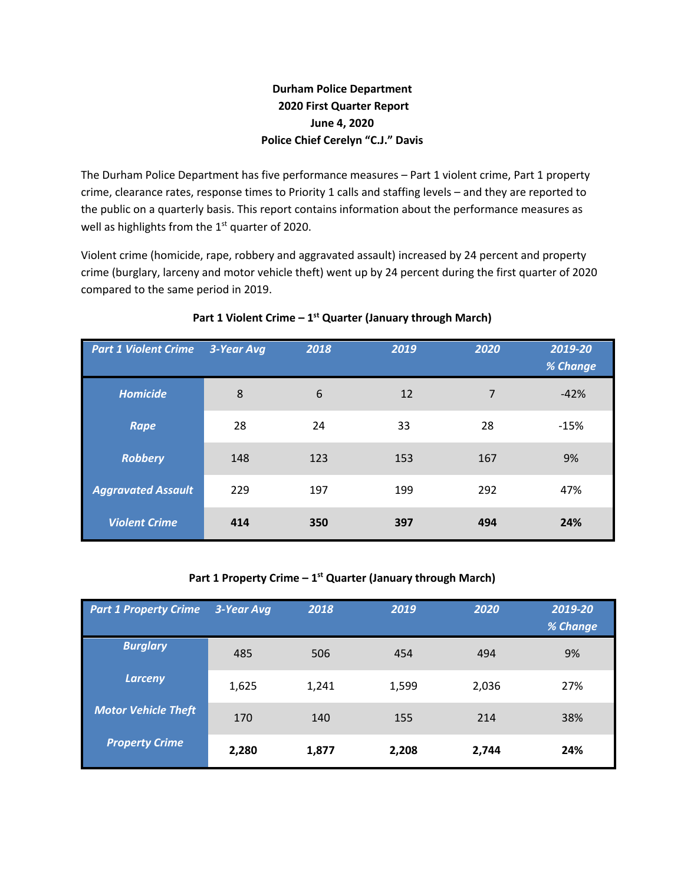**Durham Police Department**
**2020 First Quarter Report**
**June 4, 2020**
**Police Chief Cerelyn "C.J." Davis**

The Durham Police Department has five performance measures – Part 1 violent crime, Part 1 property crime, clearance rates, response times to Priority 1 calls and staffing levels – and they are reported to the public on a quarterly basis. This report contains information about the performance measures as well as highlights from the 1st quarter of 2020.

Violent crime (homicide, rape, robbery and aggravated assault) increased by 24 percent and property crime (burglary, larceny and motor vehicle theft) went up by 24 percent during the first quarter of 2020 compared to the same period in 2019.

**Part 1 Violent Crime – 1st Quarter (January through March)**

| *Part 1 Violent Crime* | *3-Year Avg* | *2018* | *2019* | *2020* | *2019-20 % Change* |
|---|---|---|---|---|---|
| ***Homicide*** | 8 | 6 | 12 | 7 | -42% |
| ***Rape*** | 28 | 24 | 33 | 28 | -15% |
| ***Robbery*** | 148 | 123 | 153 | 167 | 9% |
| ***Aggravated Assault*** | 229 | 197 | 199 | 292 | 47% |
| ***Violent Crime*** | **414** | **350** | **397** | **494** | **24%** |

**Part 1 Property Crime – 1st Quarter (January through March)**

| *Part 1 Property Crime* | *3-Year Avg* | *2018* | *2019* | *2020* | *2019-20 % Change* |
|---|---|---|---|---|---|
| ***Burglary*** | 485 | 506 | 454 | 494 | 9% |
| ***Larceny*** | 1,625 | 1,241 | 1,599 | 2,036 | 27% |
| ***Motor Vehicle Theft*** | 170 | 140 | 155 | 214 | 38% |
| ***Property Crime*** | **2,280** | **1,877** | **2,208** | **2,744** | **24%** |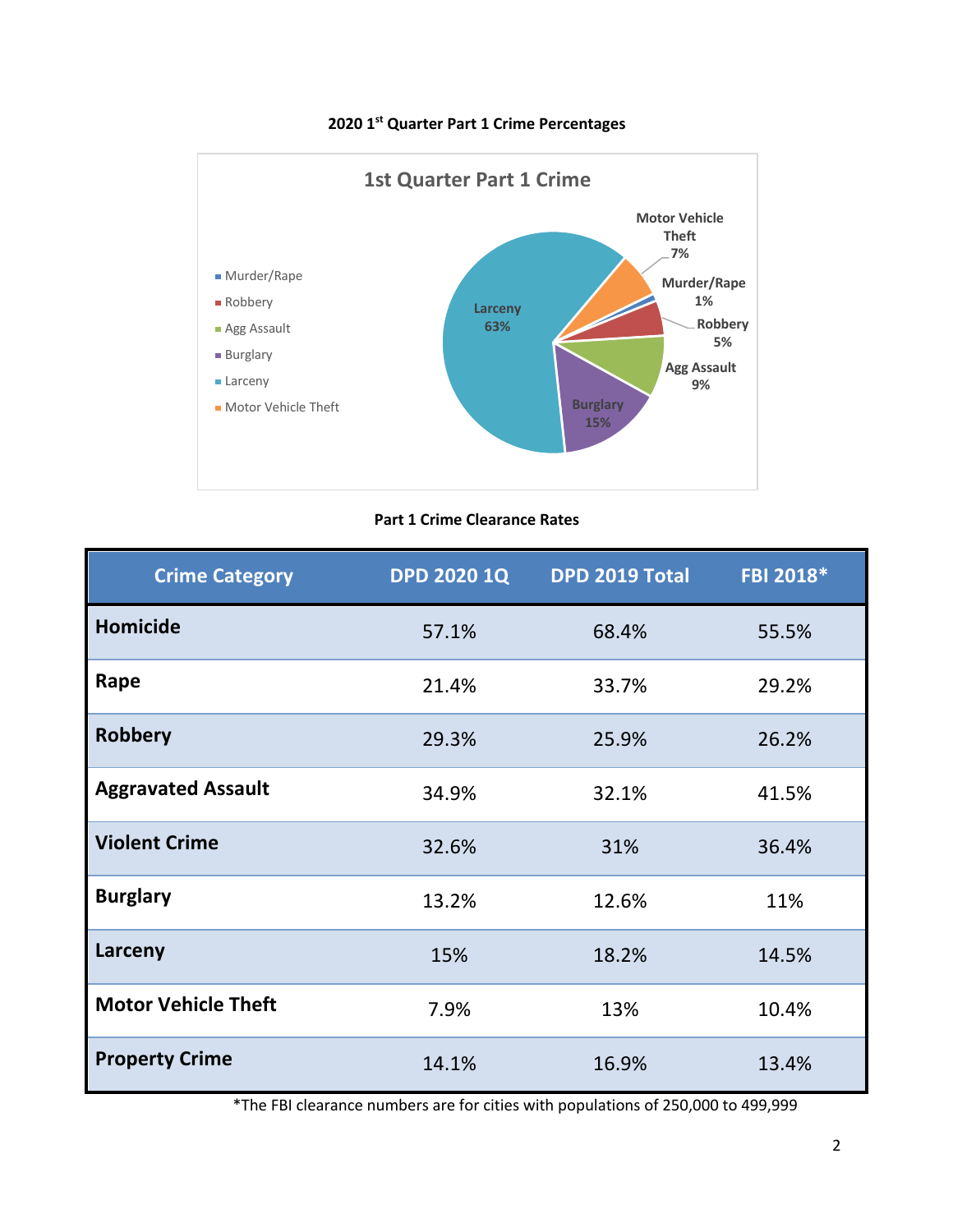**2020 1st Quarter Part 1 Crime Percentages**

1st Quarter Part 1 Crime

- Murder/Rape
- Robbery
- Agg Assault
- Burglary
- Larceny
- Motor Vehicle Theft

Larceny 63%

Motor Vehicle Theft 7%

Murder/Rape 1%

Robbery 5%

Agg Assault 9%

Burglary 15%

**Part 1 Crime Clearance Rates**

| Crime Category | DPD 2020 1Q | DPD 2019 Total | FBI 2018* |
|---|---|---|---|
| **Homicide** | 57.1% | 68.4% | 55.5% |
| **Rape** | 21.4% | 33.7% | 29.2% |
| **Robbery** | 29.3% | 25.9% | 26.2% |
| **Aggravated Assault** | 34.9% | 32.1% | 41.5% |
| **Violent Crime** | 32.6% | 31% | 36.4% |
| **Burglary** | 13.2% | 12.6% | 11% |
| **Larceny** | 15% | 18.2% | 14.5% |
| **Motor Vehicle Theft** | 7.9% | 13% | 10.4% |
| **Property Crime** | 14.1% | 16.9% | 13.4% |

*The FBI clearance numbers are for cities with populations of 250,000 to 499,999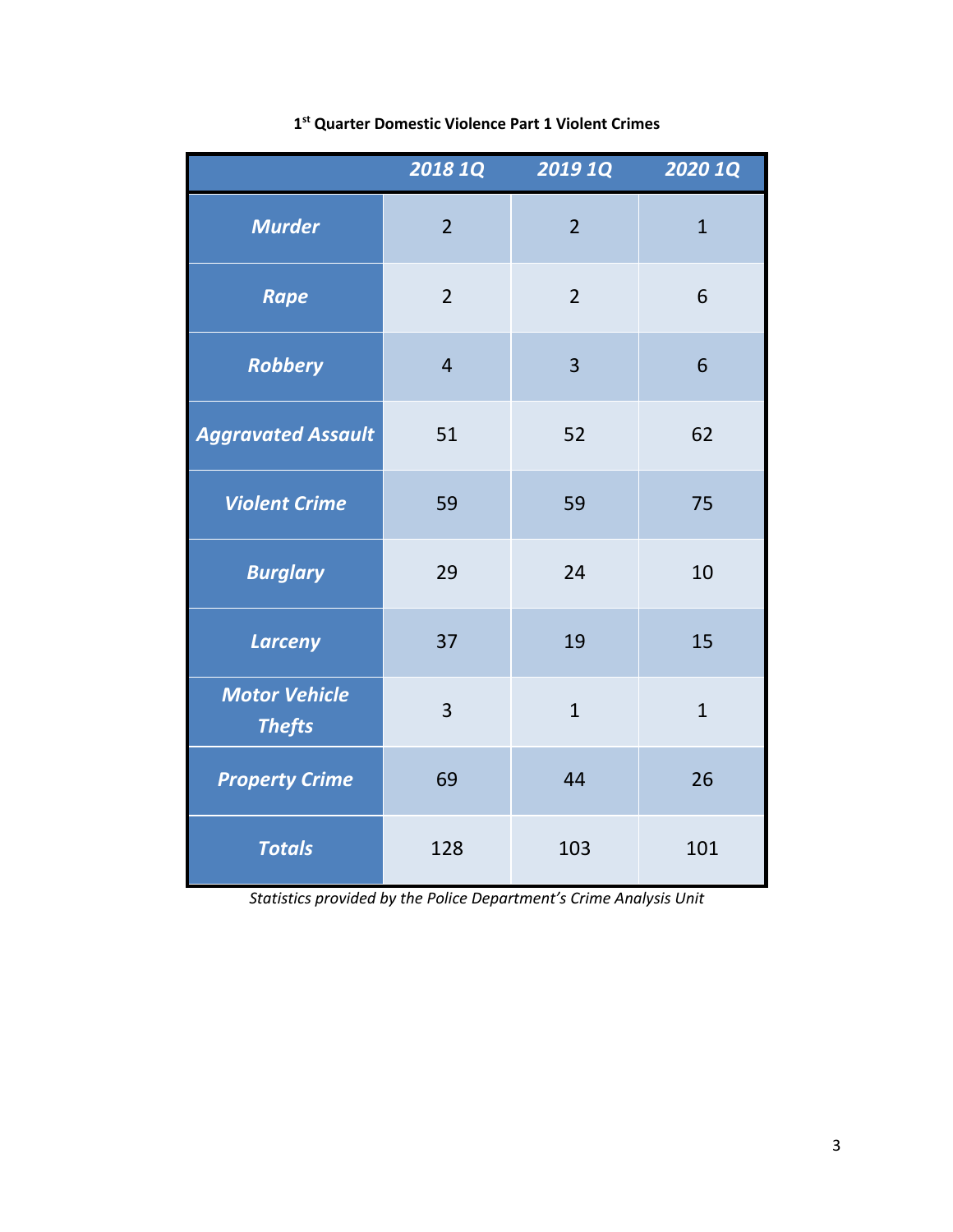**1st Quarter Domestic Violence Part 1 Violent Crimes**

| | *2018 1Q* | *2019 1Q* | *2020 1Q* |
|---|---|---|---|
| ***Murder*** | 2 | 2 | 1 |
| ***Rape*** | 2 | 2 | 6 |
| ***Robbery*** | 4 | 3 | 6 |
| ***Aggravated Assault*** | 51 | 52 | 62 |
| ***Violent Crime*** | 59 | 59 | 75 |
| ***Burglary*** | 29 | 24 | 10 |
| ***Larceny*** | 37 | 19 | 15 |
| ***Motor Vehicle Thefts*** | 3 | 1 | 1 |
| ***Property Crime*** | 69 | 44 | 26 |
| ***Totals*** | 128 | 103 | 101 |

*Statistics provided by the Police Department's Crime Analysis Unit*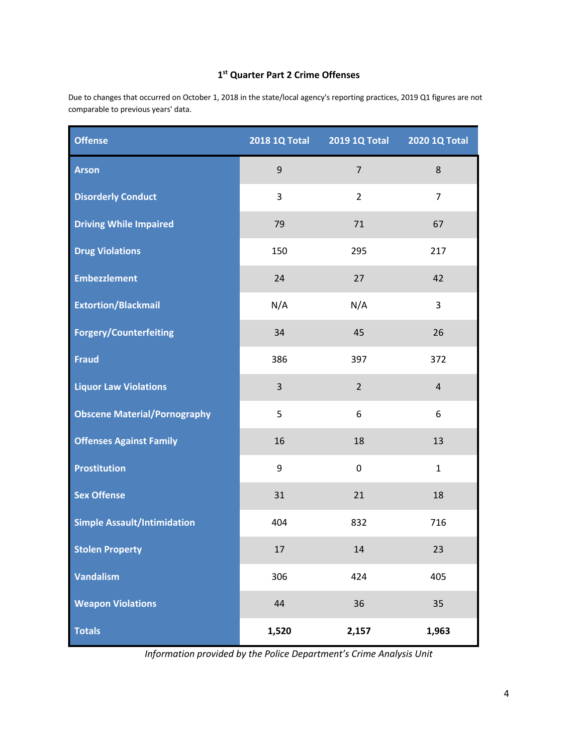## 1st Quarter Part 2 Crime Offenses

Due to changes that occurred on October 1, 2018 in the state/local agency's reporting practices, 2019 Q1 figures are not comparable to previous years' data.

| Offense | 2018 1Q Total | 2019 1Q Total | 2020 1Q Total |
|---|---|---|---|
| Arson | 9 | 7 | 8 |
| Disorderly Conduct | 3 | 2 | 7 |
| Driving While Impaired | 79 | 71 | 67 |
| Drug Violations | 150 | 295 | 217 |
| Embezzlement | 24 | 27 | 42 |
| Extortion/Blackmail | N/A | N/A | 3 |
| Forgery/Counterfeiting | 34 | 45 | 26 |
| Fraud | 386 | 397 | 372 |
| Liquor Law Violations | 3 | 2 | 4 |
| Obscene Material/Pornography | 5 | 6 | 6 |
| Offenses Against Family | 16 | 18 | 13 |
| Prostitution | 9 | 0 | 1 |
| Sex Offense | 31 | 21 | 18 |
| Simple Assault/Intimidation | 404 | 832 | 716 |
| Stolen Property | 17 | 14 | 23 |
| Vandalism | 306 | 424 | 405 |
| Weapon Violations | 44 | 36 | 35 |
| **Totals** | **1,520** | **2,157** | **1,963** |

*Information provided by the Police Department's Crime Analysis Unit*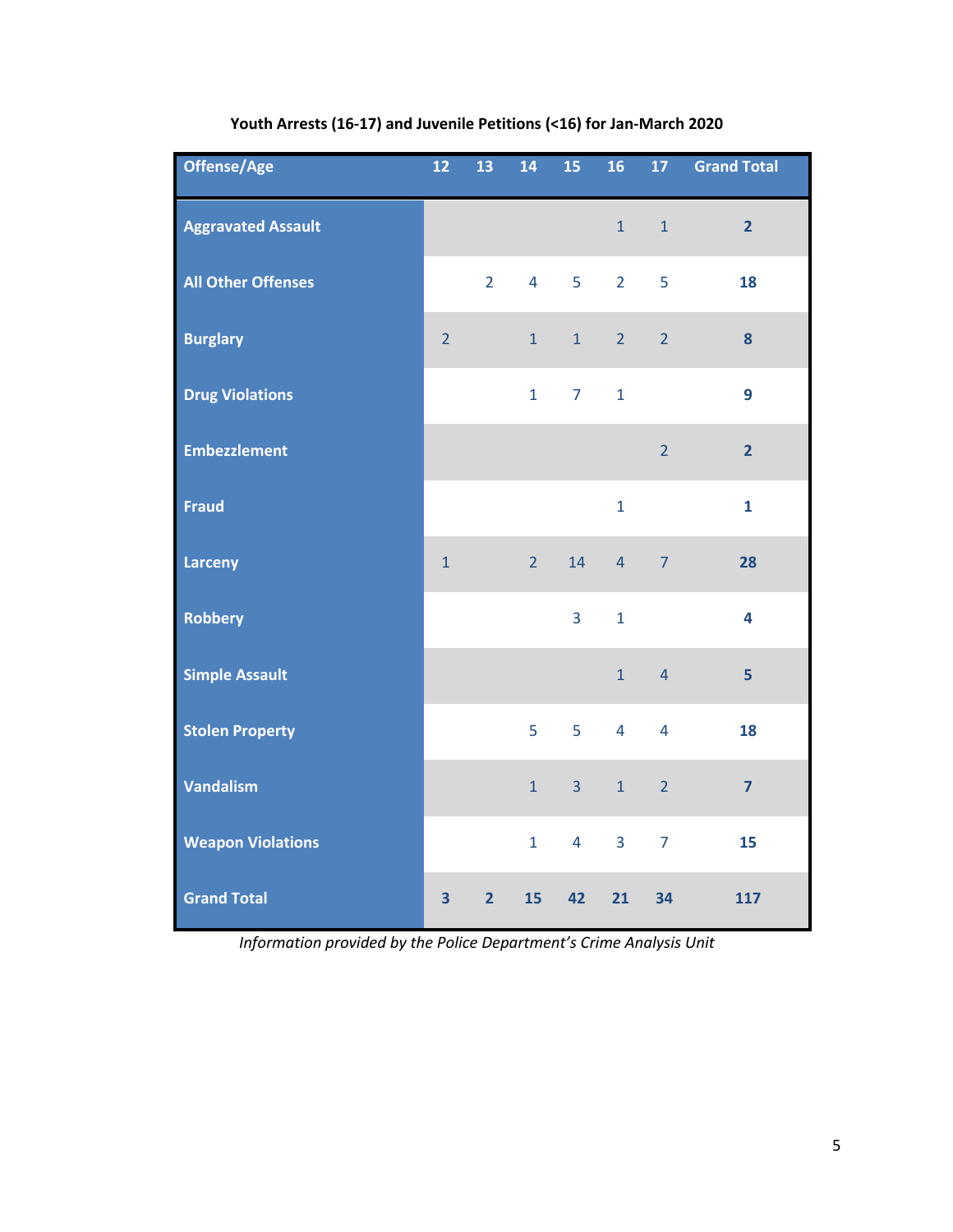**Youth Arrests (16-17) and Juvenile Petitions (<16) for Jan-March 2020**

| Offense/Age | 12 | 13 | 14 | 15 | 16 | 17 | Grand Total |
|---|---|---|---|---|---|---|---|
| Aggravated Assault | | | | | 1 | 1 | **2** |
| All Other Offenses | | 2 | 4 | 5 | 2 | 5 | **18** |
| Burglary | 2 | | 1 | 1 | 2 | 2 | **8** |
| Drug Violations | | | 1 | 7 | 1 | | **9** |
| Embezzlement | | | | | | 2 | **2** |
| Fraud | | | | | 1 | | **1** |
| Larceny | 1 | | 2 | 14 | 4 | 7 | **28** |
| Robbery | | | | 3 | 1 | | **4** |
| Simple Assault | | | | | 1 | 4 | **5** |
| Stolen Property | | | 5 | 5 | 4 | 4 | **18** |
| Vandalism | | | 1 | 3 | 1 | 2 | **7** |
| Weapon Violations | | | 1 | 4 | 3 | 7 | **15** |
| **Grand Total** | **3** | **2** | **15** | **42** | **21** | **34** | **117** |

*Information provided by the Police Department's Crime Analysis Unit*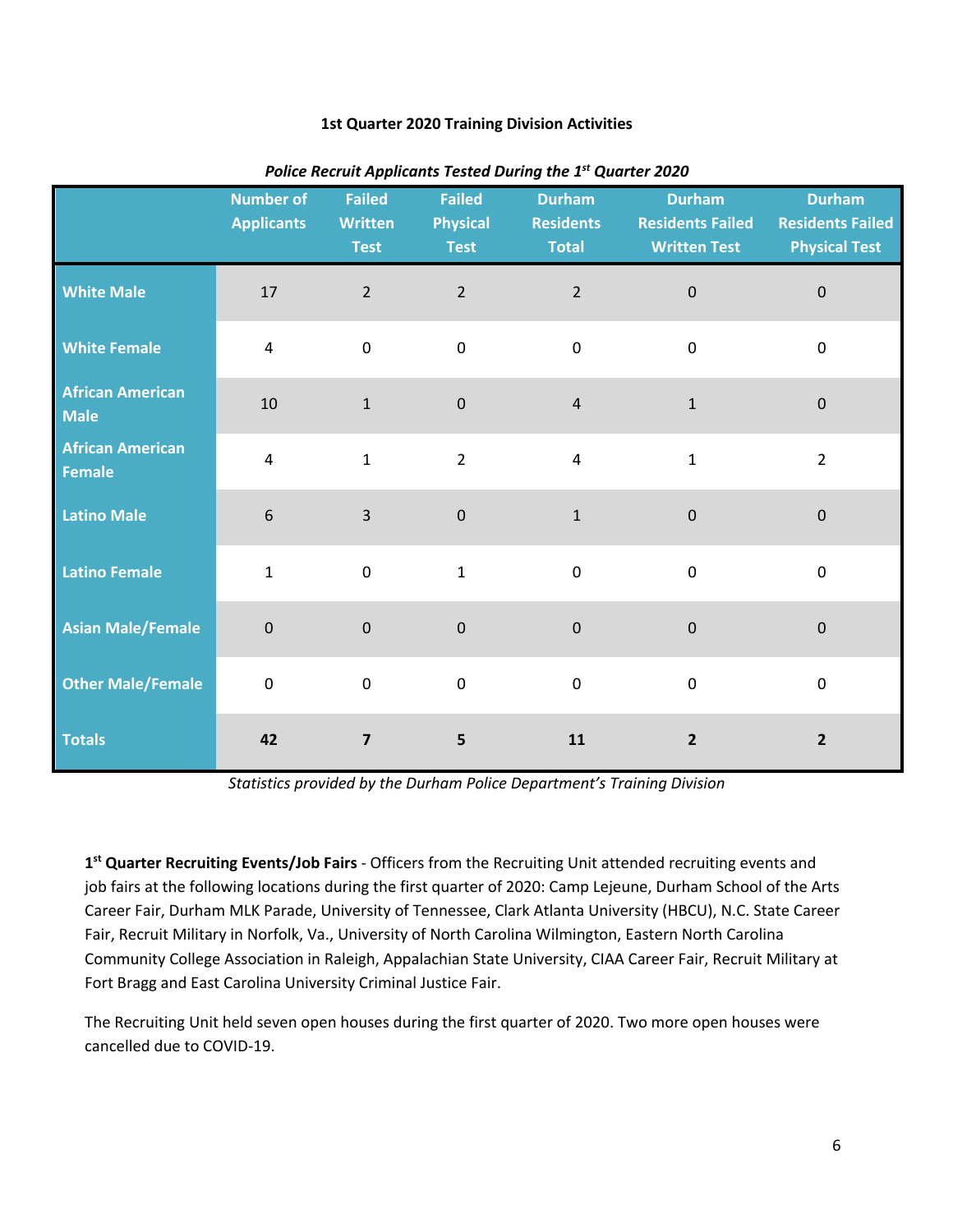**1st Quarter 2020 Training Division Activities**

*Police Recruit Applicants Tested During the 1st Quarter 2020*

| | Number of Applicants | Failed Written Test | Failed Physical Test | Durham Residents Total | Durham Residents Failed Written Test | Durham Residents Failed Physical Test |
|---|---|---|---|---|---|---|
| White Male | 17 | 2 | 2 | 2 | 0 | 0 |
| White Female | 4 | 0 | 0 | 0 | 0 | 0 |
| African American Male | 10 | 1 | 0 | 4 | 1 | 0 |
| African American Female | 4 | 1 | 2 | 4 | 1 | 2 |
| Latino Male | 6 | 3 | 0 | 1 | 0 | 0 |
| Latino Female | 1 | 0 | 1 | 0 | 0 | 0 |
| Asian Male/Female | 0 | 0 | 0 | 0 | 0 | 0 |
| Other Male/Female | 0 | 0 | 0 | 0 | 0 | 0 |
| **Totals** | **42** | **7** | **5** | **11** | **2** | **2** |

*Statistics provided by the Durham Police Department's Training Division*

**1st Quarter Recruiting Events/Job Fairs** - Officers from the Recruiting Unit attended recruiting events and job fairs at the following locations during the first quarter of 2020: Camp Lejeune, Durham School of the Arts Career Fair, Durham MLK Parade, University of Tennessee, Clark Atlanta University (HBCU), N.C. State Career Fair, Recruit Military in Norfolk, Va., University of North Carolina Wilmington, Eastern North Carolina Community College Association in Raleigh, Appalachian State University, CIAA Career Fair, Recruit Military at Fort Bragg and East Carolina University Criminal Justice Fair.

The Recruiting Unit held seven open houses during the first quarter of 2020. Two more open houses were cancelled due to COVID-19.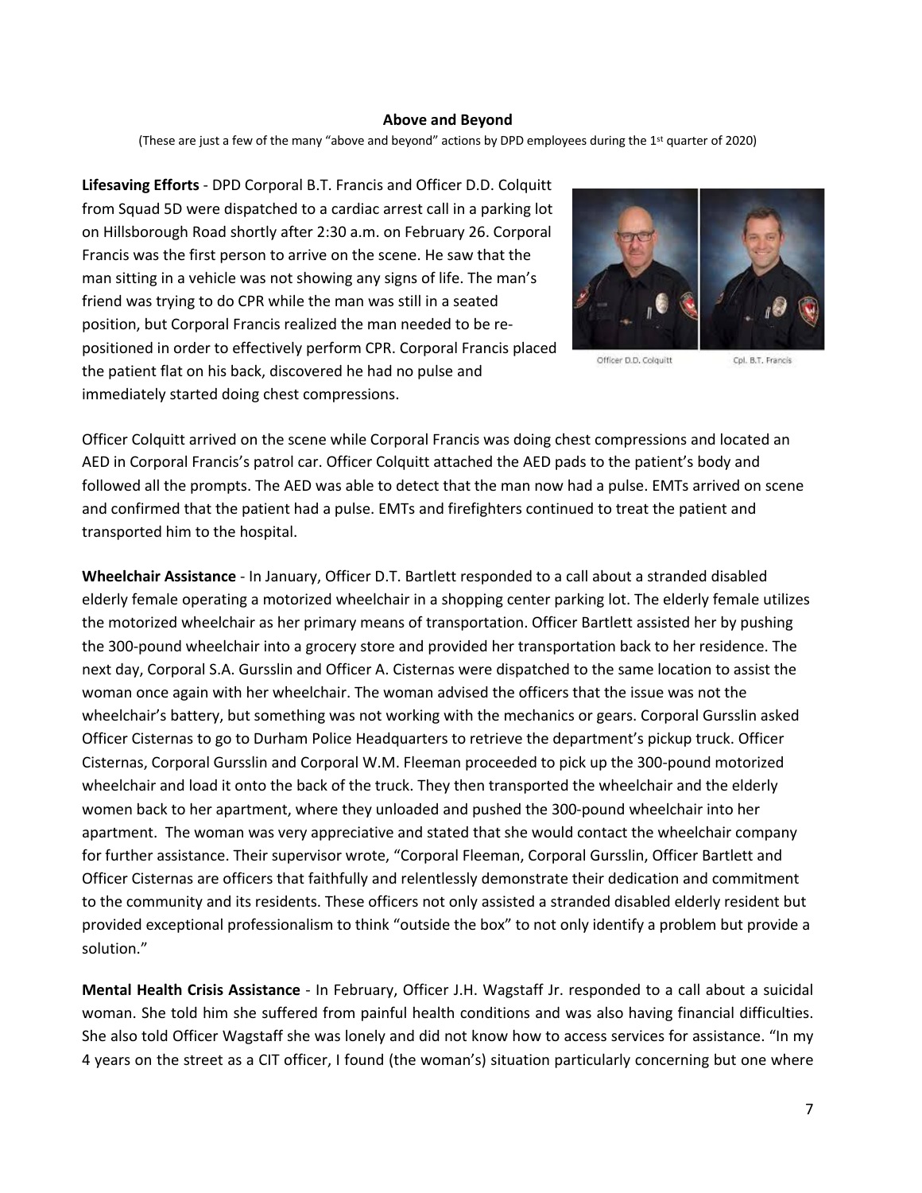**Above and Beyond**

(These are just a few of the many "above and beyond" actions by DPD employees during the 1st quarter of 2020)

**Lifesaving Efforts** - DPD Corporal B.T. Francis and Officer D.D. Colquitt from Squad 5D were dispatched to a cardiac arrest call in a parking lot on Hillsborough Road shortly after 2:30 a.m. on February 26. Corporal Francis was the first person to arrive on the scene. He saw that the man sitting in a vehicle was not showing any signs of life. The man's friend was trying to do CPR while the man was still in a seated position, but Corporal Francis realized the man needed to be re-positioned in order to effectively perform CPR. Corporal Francis placed the patient flat on his back, discovered he had no pulse and immediately started doing chest compressions.

Officer D.D. Colquitt Cpl. B.T. Francis

Officer Colquitt arrived on the scene while Corporal Francis was doing chest compressions and located an AED in Corporal Francis's patrol car. Officer Colquitt attached the AED pads to the patient's body and followed all the prompts. The AED was able to detect that the man now had a pulse. EMTs arrived on scene and confirmed that the patient had a pulse. EMTs and firefighters continued to treat the patient and transported him to the hospital.

**Wheelchair Assistance** - In January, Officer D.T. Bartlett responded to a call about a stranded disabled elderly female operating a motorized wheelchair in a shopping center parking lot. The elderly female utilizes the motorized wheelchair as her primary means of transportation. Officer Bartlett assisted her by pushing the 300-pound wheelchair into a grocery store and provided her transportation back to her residence. The next day, Corporal S.A. Gursslin and Officer A. Cisternas were dispatched to the same location to assist the woman once again with her wheelchair. The woman advised the officers that the issue was not the wheelchair's battery, but something was not working with the mechanics or gears. Corporal Gursslin asked Officer Cisternas to go to Durham Police Headquarters to retrieve the department's pickup truck. Officer Cisternas, Corporal Gursslin and Corporal W.M. Fleeman proceeded to pick up the 300-pound motorized wheelchair and load it onto the back of the truck. They then transported the wheelchair and the elderly women back to her apartment, where they unloaded and pushed the 300-pound wheelchair into her apartment. The woman was very appreciative and stated that she would contact the wheelchair company for further assistance. Their supervisor wrote, "Corporal Fleeman, Corporal Gursslin, Officer Bartlett and Officer Cisternas are officers that faithfully and relentlessly demonstrate their dedication and commitment to the community and its residents. These officers not only assisted a stranded disabled elderly resident but provided exceptional professionalism to think "outside the box" to not only identify a problem but provide a solution."

**Mental Health Crisis Assistance** - In February, Officer J.H. Wagstaff Jr. responded to a call about a suicidal woman. She told him she suffered from painful health conditions and was also having financial difficulties. She also told Officer Wagstaff she was lonely and did not know how to access services for assistance. "In my 4 years on the street as a CIT officer, I found (the woman's) situation particularly concerning but one where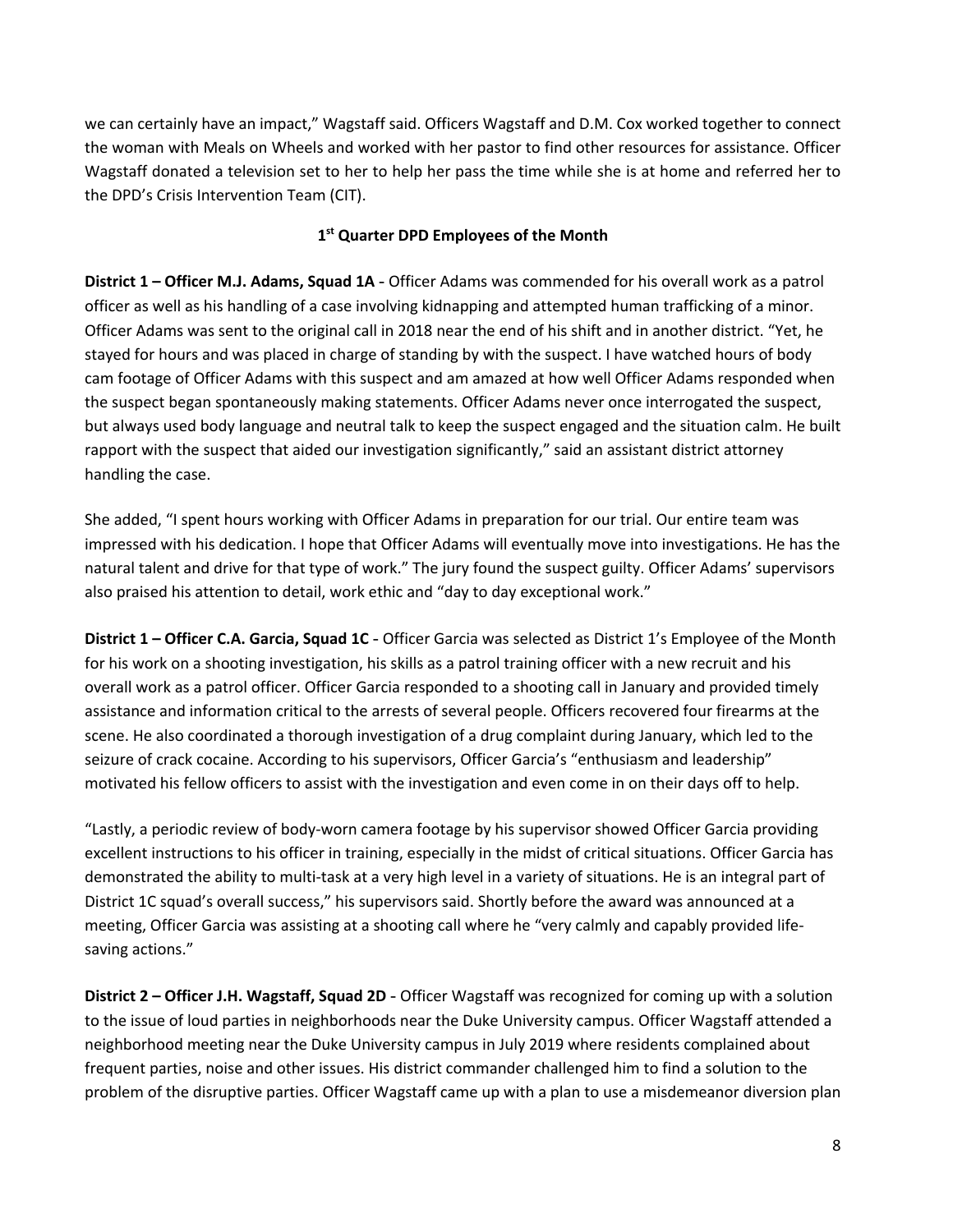we can certainly have an impact," Wagstaff said. Officers Wagstaff and D.M. Cox worked together to connect the woman with Meals on Wheels and worked with her pastor to find other resources for assistance. Officer Wagstaff donated a television set to her to help her pass the time while she is at home and referred her to the DPD's Crisis Intervention Team (CIT).

## 1st Quarter DPD Employees of the Month

**District 1 – Officer M.J. Adams, Squad 1A** - Officer Adams was commended for his overall work as a patrol officer as well as his handling of a case involving kidnapping and attempted human trafficking of a minor. Officer Adams was sent to the original call in 2018 near the end of his shift and in another district. "Yet, he stayed for hours and was placed in charge of standing by with the suspect. I have watched hours of body cam footage of Officer Adams with this suspect and am amazed at how well Officer Adams responded when the suspect began spontaneously making statements. Officer Adams never once interrogated the suspect, but always used body language and neutral talk to keep the suspect engaged and the situation calm. He built rapport with the suspect that aided our investigation significantly," said an assistant district attorney handling the case.

She added, "I spent hours working with Officer Adams in preparation for our trial. Our entire team was impressed with his dedication. I hope that Officer Adams will eventually move into investigations. He has the natural talent and drive for that type of work." The jury found the suspect guilty. Officer Adams' supervisors also praised his attention to detail, work ethic and "day to day exceptional work."

**District 1 – Officer C.A. Garcia, Squad 1C** - Officer Garcia was selected as District 1's Employee of the Month for his work on a shooting investigation, his skills as a patrol training officer with a new recruit and his overall work as a patrol officer. Officer Garcia responded to a shooting call in January and provided timely assistance and information critical to the arrests of several people. Officers recovered four firearms at the scene. He also coordinated a thorough investigation of a drug complaint during January, which led to the seizure of crack cocaine. According to his supervisors, Officer Garcia's "enthusiasm and leadership" motivated his fellow officers to assist with the investigation and even come in on their days off to help.

"Lastly, a periodic review of body-worn camera footage by his supervisor showed Officer Garcia providing excellent instructions to his officer in training, especially in the midst of critical situations. Officer Garcia has demonstrated the ability to multi-task at a very high level in a variety of situations. He is an integral part of District 1C squad's overall success," his supervisors said. Shortly before the award was announced at a meeting, Officer Garcia was assisting at a shooting call where he "very calmly and capably provided life-saving actions."

**District 2 – Officer J.H. Wagstaff, Squad 2D** - Officer Wagstaff was recognized for coming up with a solution to the issue of loud parties in neighborhoods near the Duke University campus. Officer Wagstaff attended a neighborhood meeting near the Duke University campus in July 2019 where residents complained about frequent parties, noise and other issues. His district commander challenged him to find a solution to the problem of the disruptive parties. Officer Wagstaff came up with a plan to use a misdemeanor diversion plan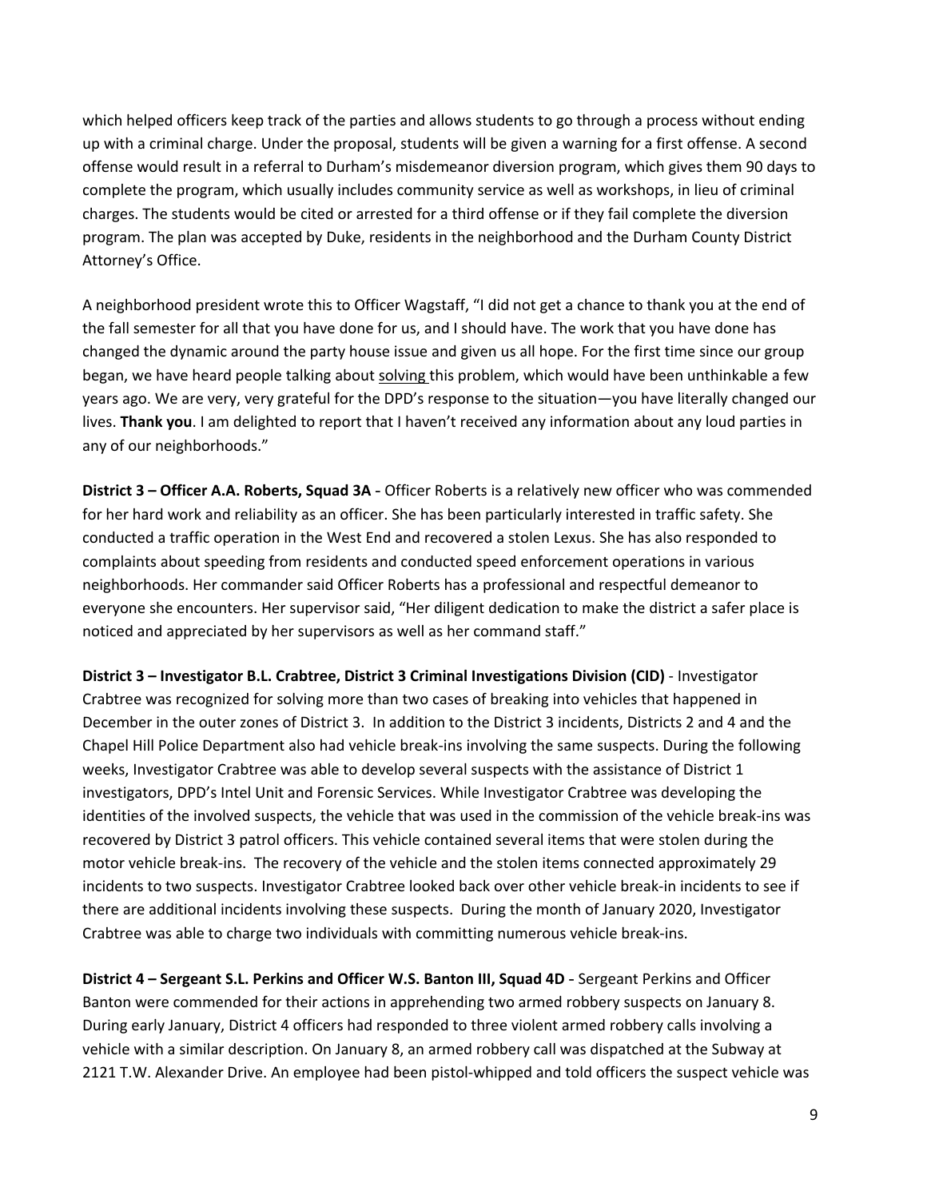which helped officers keep track of the parties and allows students to go through a process without ending up with a criminal charge. Under the proposal, students will be given a warning for a first offense. A second offense would result in a referral to Durham's misdemeanor diversion program, which gives them 90 days to complete the program, which usually includes community service as well as workshops, in lieu of criminal charges. The students would be cited or arrested for a third offense or if they fail complete the diversion program. The plan was accepted by Duke, residents in the neighborhood and the Durham County District Attorney's Office.

A neighborhood president wrote this to Officer Wagstaff, "I did not get a chance to thank you at the end of the fall semester for all that you have done for us, and I should have. The work that you have done has changed the dynamic around the party house issue and given us all hope. For the first time since our group began, we have heard people talking about <u>solving</u> this problem, which would have been unthinkable a few years ago. We are very, very grateful for the DPD's response to the situation—you have literally changed our lives. **Thank you**. I am delighted to report that I haven't received any information about any loud parties in any of our neighborhoods."

**District 3 – Officer A.A. Roberts, Squad 3A** - Officer Roberts is a relatively new officer who was commended for her hard work and reliability as an officer. She has been particularly interested in traffic safety. She conducted a traffic operation in the West End and recovered a stolen Lexus. She has also responded to complaints about speeding from residents and conducted speed enforcement operations in various neighborhoods. Her commander said Officer Roberts has a professional and respectful demeanor to everyone she encounters. Her supervisor said, "Her diligent dedication to make the district a safer place is noticed and appreciated by her supervisors as well as her command staff."

**District 3 – Investigator B.L. Crabtree, District 3 Criminal Investigations Division (CID)** - Investigator Crabtree was recognized for solving more than two cases of breaking into vehicles that happened in December in the outer zones of District 3. In addition to the District 3 incidents, Districts 2 and 4 and the Chapel Hill Police Department also had vehicle break-ins involving the same suspects. During the following weeks, Investigator Crabtree was able to develop several suspects with the assistance of District 1 investigators, DPD's Intel Unit and Forensic Services. While Investigator Crabtree was developing the identities of the involved suspects, the vehicle that was used in the commission of the vehicle break-ins was recovered by District 3 patrol officers. This vehicle contained several items that were stolen during the motor vehicle break-ins. The recovery of the vehicle and the stolen items connected approximately 29 incidents to two suspects. Investigator Crabtree looked back over other vehicle break-in incidents to see if there are additional incidents involving these suspects. During the month of January 2020, Investigator Crabtree was able to charge two individuals with committing numerous vehicle break-ins.

**District 4 – Sergeant S.L. Perkins and Officer W.S. Banton III, Squad 4D** - Sergeant Perkins and Officer Banton were commended for their actions in apprehending two armed robbery suspects on January 8. During early January, District 4 officers had responded to three violent armed robbery calls involving a vehicle with a similar description. On January 8, an armed robbery call was dispatched at the Subway at 2121 T.W. Alexander Drive. An employee had been pistol-whipped and told officers the suspect vehicle was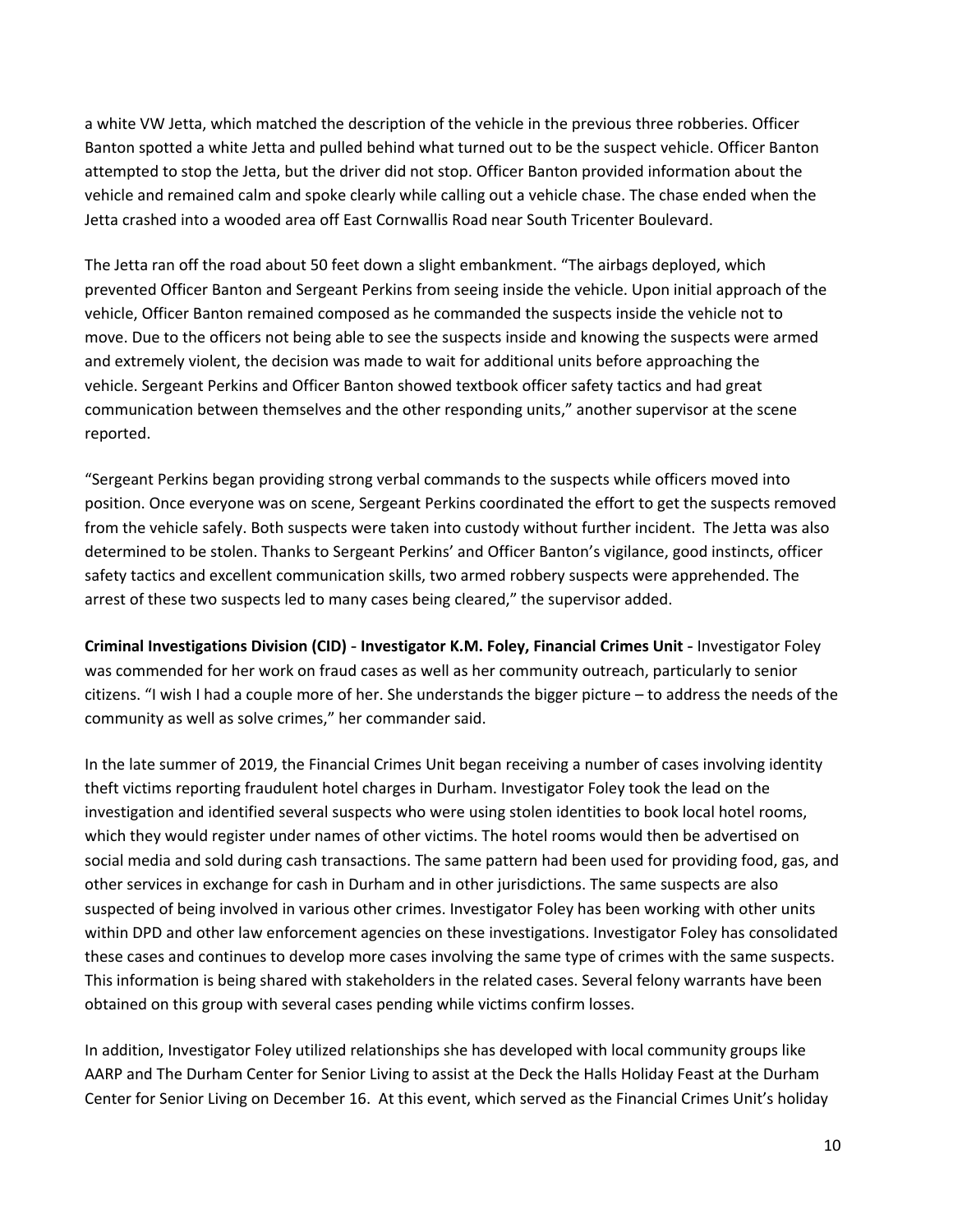a white VW Jetta, which matched the description of the vehicle in the previous three robberies. Officer Banton spotted a white Jetta and pulled behind what turned out to be the suspect vehicle. Officer Banton attempted to stop the Jetta, but the driver did not stop. Officer Banton provided information about the vehicle and remained calm and spoke clearly while calling out a vehicle chase. The chase ended when the Jetta crashed into a wooded area off East Cornwallis Road near South Tricenter Boulevard.

The Jetta ran off the road about 50 feet down a slight embankment. "The airbags deployed, which prevented Officer Banton and Sergeant Perkins from seeing inside the vehicle. Upon initial approach of the vehicle, Officer Banton remained composed as he commanded the suspects inside the vehicle not to move. Due to the officers not being able to see the suspects inside and knowing the suspects were armed and extremely violent, the decision was made to wait for additional units before approaching the vehicle. Sergeant Perkins and Officer Banton showed textbook officer safety tactics and had great communication between themselves and the other responding units," another supervisor at the scene reported.

"Sergeant Perkins began providing strong verbal commands to the suspects while officers moved into position. Once everyone was on scene, Sergeant Perkins coordinated the effort to get the suspects removed from the vehicle safely. Both suspects were taken into custody without further incident. The Jetta was also determined to be stolen. Thanks to Sergeant Perkins' and Officer Banton's vigilance, good instincts, officer safety tactics and excellent communication skills, two armed robbery suspects were apprehended. The arrest of these two suspects led to many cases being cleared," the supervisor added.

**Criminal Investigations Division (CID)** - **Investigator K.M. Foley, Financial Crimes Unit** - Investigator Foley was commended for her work on fraud cases as well as her community outreach, particularly to senior citizens. "I wish I had a couple more of her. She understands the bigger picture – to address the needs of the community as well as solve crimes," her commander said.

In the late summer of 2019, the Financial Crimes Unit began receiving a number of cases involving identity theft victims reporting fraudulent hotel charges in Durham. Investigator Foley took the lead on the investigation and identified several suspects who were using stolen identities to book local hotel rooms, which they would register under names of other victims. The hotel rooms would then be advertised on social media and sold during cash transactions. The same pattern had been used for providing food, gas, and other services in exchange for cash in Durham and in other jurisdictions. The same suspects are also suspected of being involved in various other crimes. Investigator Foley has been working with other units within DPD and other law enforcement agencies on these investigations. Investigator Foley has consolidated these cases and continues to develop more cases involving the same type of crimes with the same suspects. This information is being shared with stakeholders in the related cases. Several felony warrants have been obtained on this group with several cases pending while victims confirm losses.

In addition, Investigator Foley utilized relationships she has developed with local community groups like AARP and The Durham Center for Senior Living to assist at the Deck the Halls Holiday Feast at the Durham Center for Senior Living on December 16. At this event, which served as the Financial Crimes Unit's holiday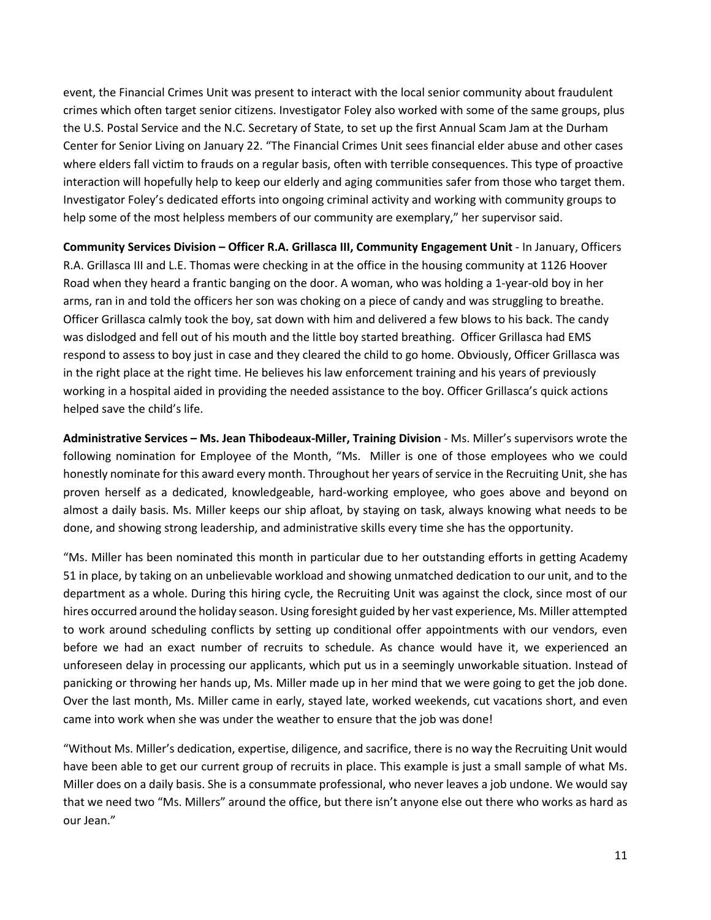event, the Financial Crimes Unit was present to interact with the local senior community about fraudulent crimes which often target senior citizens. Investigator Foley also worked with some of the same groups, plus the U.S. Postal Service and the N.C. Secretary of State, to set up the first Annual Scam Jam at the Durham Center for Senior Living on January 22. "The Financial Crimes Unit sees financial elder abuse and other cases where elders fall victim to frauds on a regular basis, often with terrible consequences. This type of proactive interaction will hopefully help to keep our elderly and aging communities safer from those who target them. Investigator Foley's dedicated efforts into ongoing criminal activity and working with community groups to help some of the most helpless members of our community are exemplary," her supervisor said.

**Community Services Division – Officer R.A. Grillasca III, Community Engagement Unit** - In January, Officers R.A. Grillasca III and L.E. Thomas were checking in at the office in the housing community at 1126 Hoover Road when they heard a frantic banging on the door. A woman, who was holding a 1-year-old boy in her arms, ran in and told the officers her son was choking on a piece of candy and was struggling to breathe. Officer Grillasca calmly took the boy, sat down with him and delivered a few blows to his back. The candy was dislodged and fell out of his mouth and the little boy started breathing. Officer Grillasca had EMS respond to assess to boy just in case and they cleared the child to go home. Obviously, Officer Grillasca was in the right place at the right time. He believes his law enforcement training and his years of previously working in a hospital aided in providing the needed assistance to the boy. Officer Grillasca's quick actions helped save the child's life.

**Administrative Services – Ms. Jean Thibodeaux-Miller, Training Division** - Ms. Miller's supervisors wrote the following nomination for Employee of the Month, "Ms. Miller is one of those employees who we could honestly nominate for this award every month. Throughout her years of service in the Recruiting Unit, she has proven herself as a dedicated, knowledgeable, hard-working employee, who goes above and beyond on almost a daily basis. Ms. Miller keeps our ship afloat, by staying on task, always knowing what needs to be done, and showing strong leadership, and administrative skills every time she has the opportunity.

"Ms. Miller has been nominated this month in particular due to her outstanding efforts in getting Academy 51 in place, by taking on an unbelievable workload and showing unmatched dedication to our unit, and to the department as a whole. During this hiring cycle, the Recruiting Unit was against the clock, since most of our hires occurred around the holiday season. Using foresight guided by her vast experience, Ms. Miller attempted to work around scheduling conflicts by setting up conditional offer appointments with our vendors, even before we had an exact number of recruits to schedule. As chance would have it, we experienced an unforeseen delay in processing our applicants, which put us in a seemingly unworkable situation. Instead of panicking or throwing her hands up, Ms. Miller made up in her mind that we were going to get the job done. Over the last month, Ms. Miller came in early, stayed late, worked weekends, cut vacations short, and even came into work when she was under the weather to ensure that the job was done!

"Without Ms. Miller's dedication, expertise, diligence, and sacrifice, there is no way the Recruiting Unit would have been able to get our current group of recruits in place. This example is just a small sample of what Ms. Miller does on a daily basis. She is a consummate professional, who never leaves a job undone. We would say that we need two "Ms. Millers" around the office, but there isn't anyone else out there who works as hard as our Jean."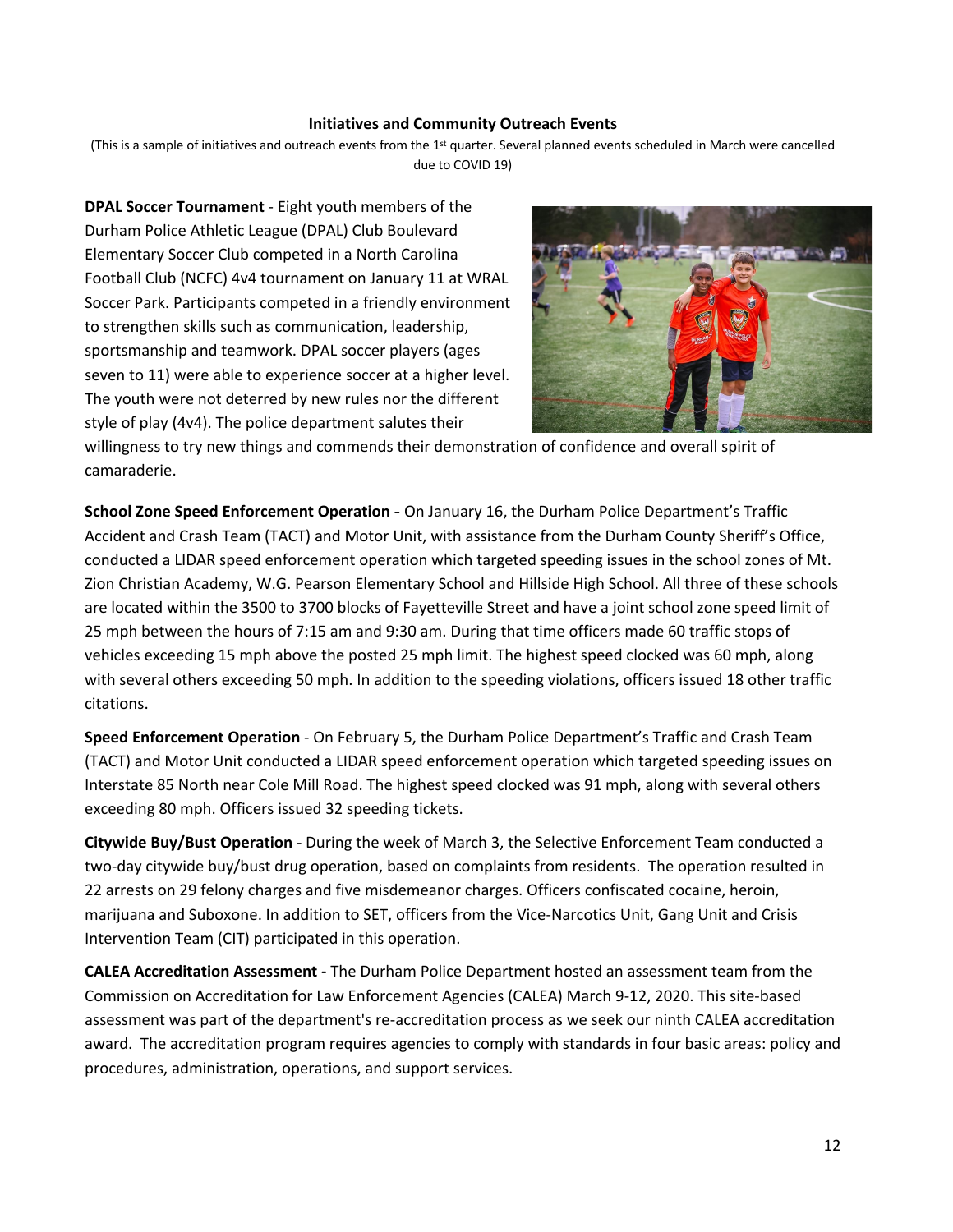**Initiatives and Community Outreach Events**

(This is a sample of initiatives and outreach events from the 1st quarter. Several planned events scheduled in March were cancelled due to COVID 19)

**DPAL Soccer Tournament** - Eight youth members of the Durham Police Athletic League (DPAL) Club Boulevard Elementary Soccer Club competed in a North Carolina Football Club (NCFC) 4v4 tournament on January 11 at WRAL Soccer Park. Participants competed in a friendly environment to strengthen skills such as communication, leadership, sportsmanship and teamwork. DPAL soccer players (ages seven to 11) were able to experience soccer at a higher level. The youth were not deterred by new rules nor the different style of play (4v4). The police department salutes their willingness to try new things and commends their demonstration of confidence and overall spirit of camaraderie.

**School Zone Speed Enforcement Operation** - On January 16, the Durham Police Department's Traffic Accident and Crash Team (TACT) and Motor Unit, with assistance from the Durham County Sheriff's Office, conducted a LIDAR speed enforcement operation which targeted speeding issues in the school zones of Mt. Zion Christian Academy, W.G. Pearson Elementary School and Hillside High School. All three of these schools are located within the 3500 to 3700 blocks of Fayetteville Street and have a joint school zone speed limit of 25 mph between the hours of 7:15 am and 9:30 am. During that time officers made 60 traffic stops of vehicles exceeding 15 mph above the posted 25 mph limit. The highest speed clocked was 60 mph, along with several others exceeding 50 mph. In addition to the speeding violations, officers issued 18 other traffic citations.

**Speed Enforcement Operation** - On February 5, the Durham Police Department's Traffic and Crash Team (TACT) and Motor Unit conducted a LIDAR speed enforcement operation which targeted speeding issues on Interstate 85 North near Cole Mill Road. The highest speed clocked was 91 mph, along with several others exceeding 80 mph. Officers issued 32 speeding tickets.

**Citywide Buy/Bust Operation** - During the week of March 3, the Selective Enforcement Team conducted a two-day citywide buy/bust drug operation, based on complaints from residents. The operation resulted in 22 arrests on 29 felony charges and five misdemeanor charges. Officers confiscated cocaine, heroin, marijuana and Suboxone. In addition to SET, officers from the Vice-Narcotics Unit, Gang Unit and Crisis Intervention Team (CIT) participated in this operation.

**CALEA Accreditation Assessment -** The Durham Police Department hosted an assessment team from the Commission on Accreditation for Law Enforcement Agencies (CALEA) March 9-12, 2020. This site-based assessment was part of the department's re-accreditation process as we seek our ninth CALEA accreditation award. The accreditation program requires agencies to comply with standards in four basic areas: policy and procedures, administration, operations, and support services.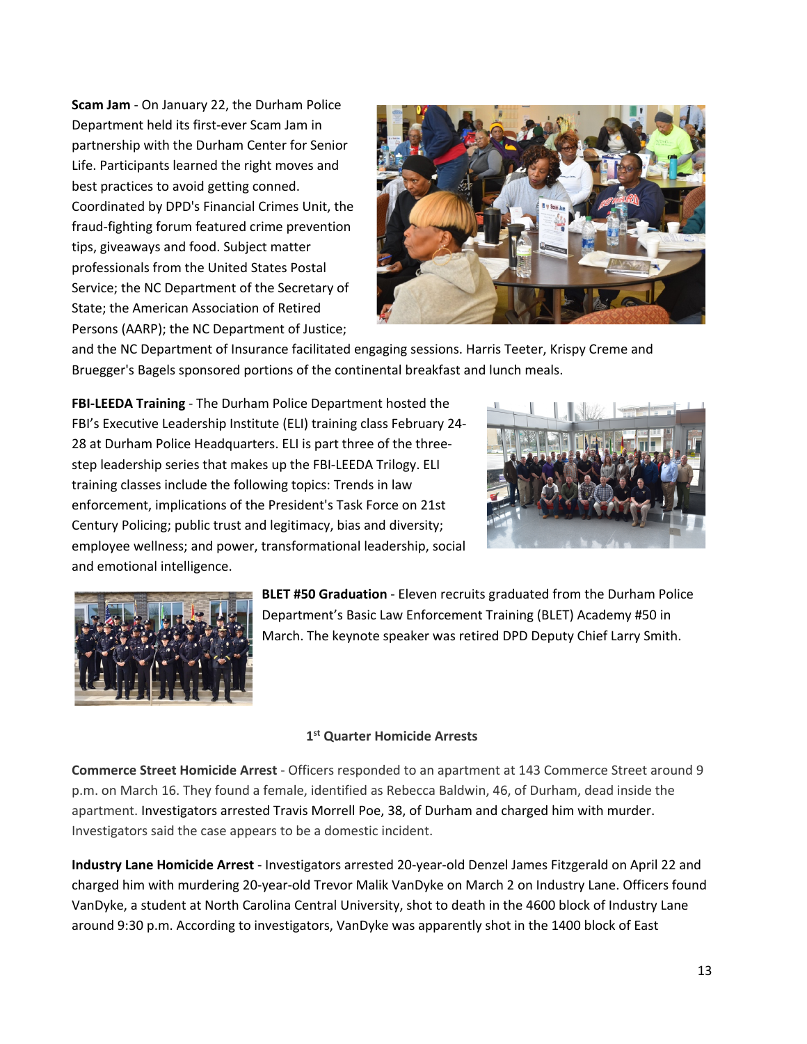**Scam Jam** - On January 22, the Durham Police Department held its first-ever Scam Jam in partnership with the Durham Center for Senior Life. Participants learned the right moves and best practices to avoid getting conned. Coordinated by DPD's Financial Crimes Unit, the fraud-fighting forum featured crime prevention tips, giveaways and food. Subject matter professionals from the United States Postal Service; the NC Department of the Secretary of State; the American Association of Retired Persons (AARP); the NC Department of Justice; and the NC Department of Insurance facilitated engaging sessions. Harris Teeter, Krispy Creme and Bruegger's Bagels sponsored portions of the continental breakfast and lunch meals.

**FBI-LEEDA Training** - The Durham Police Department hosted the FBI's Executive Leadership Institute (ELI) training class February 24-28 at Durham Police Headquarters. ELI is part three of the three-step leadership series that makes up the FBI-LEEDA Trilogy. ELI training classes include the following topics: Trends in law enforcement, implications of the President's Task Force on 21st Century Policing; public trust and legitimacy, bias and diversity; employee wellness; and power, transformational leadership, social and emotional intelligence.

**BLET #50 Graduation** - Eleven recruits graduated from the Durham Police Department's Basic Law Enforcement Training (BLET) Academy #50 in March. The keynote speaker was retired DPD Deputy Chief Larry Smith.

## 1st Quarter Homicide Arrests

**Commerce Street Homicide Arrest** - Officers responded to an apartment at 143 Commerce Street around 9 p.m. on March 16. They found a female, identified as Rebecca Baldwin, 46, of Durham, dead inside the apartment. Investigators arrested Travis Morrell Poe, 38, of Durham and charged him with murder. Investigators said the case appears to be a domestic incident.

**Industry Lane Homicide Arrest** - Investigators arrested 20-year-old Denzel James Fitzgerald on April 22 and charged him with murdering 20-year-old Trevor Malik VanDyke on March 2 on Industry Lane. Officers found VanDyke, a student at North Carolina Central University, shot to death in the 4600 block of Industry Lane around 9:30 p.m. According to investigators, VanDyke was apparently shot in the 1400 block of East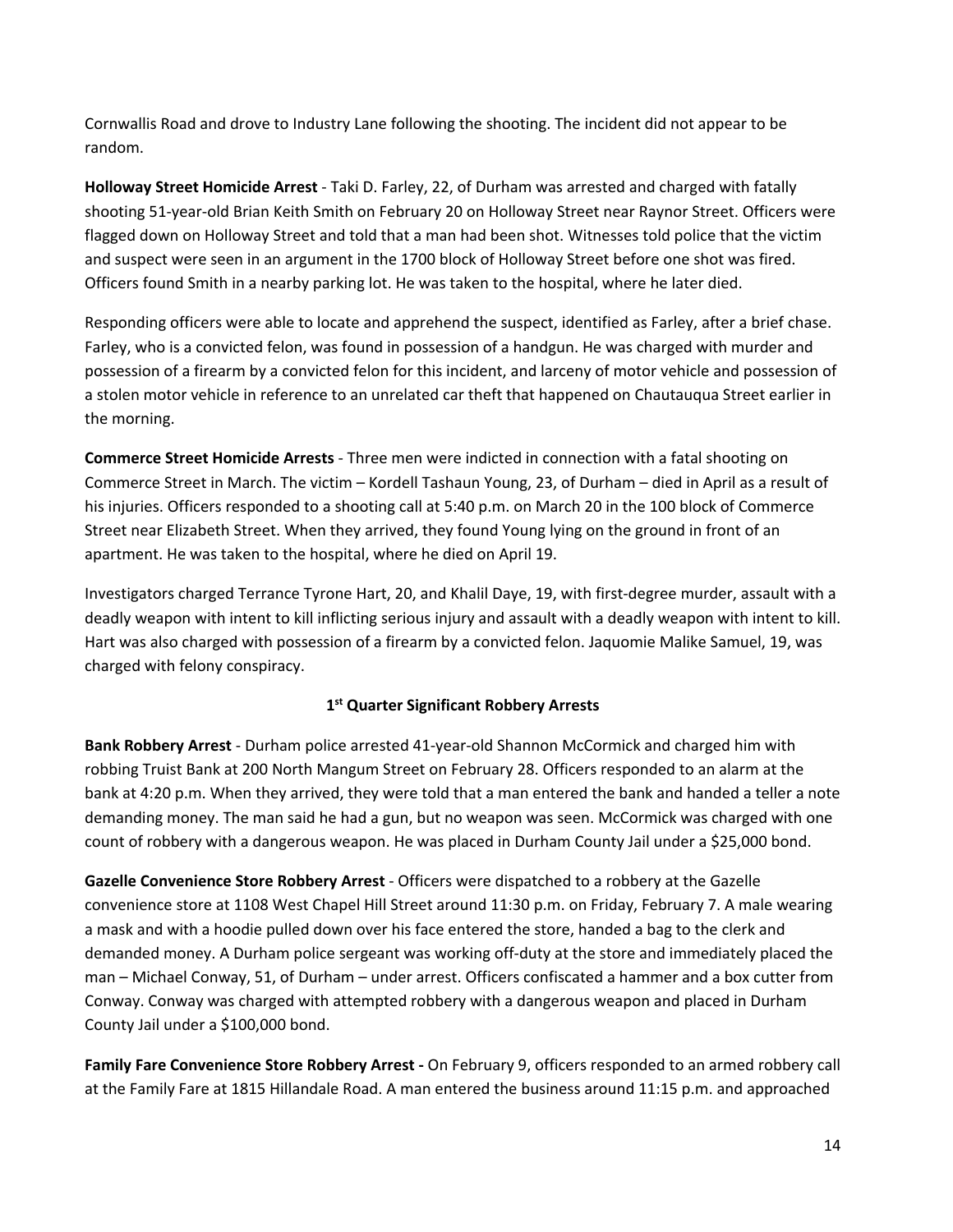Cornwallis Road and drove to Industry Lane following the shooting. The incident did not appear to be random.

**Holloway Street Homicide Arrest** - Taki D. Farley, 22, of Durham was arrested and charged with fatally shooting 51-year-old Brian Keith Smith on February 20 on Holloway Street near Raynor Street. Officers were flagged down on Holloway Street and told that a man had been shot. Witnesses told police that the victim and suspect were seen in an argument in the 1700 block of Holloway Street before one shot was fired. Officers found Smith in a nearby parking lot. He was taken to the hospital, where he later died.

Responding officers were able to locate and apprehend the suspect, identified as Farley, after a brief chase. Farley, who is a convicted felon, was found in possession of a handgun. He was charged with murder and possession of a firearm by a convicted felon for this incident, and larceny of motor vehicle and possession of a stolen motor vehicle in reference to an unrelated car theft that happened on Chautauqua Street earlier in the morning.

**Commerce Street Homicide Arrests** - Three men were indicted in connection with a fatal shooting on Commerce Street in March. The victim – Kordell Tashaun Young, 23, of Durham – died in April as a result of his injuries. Officers responded to a shooting call at 5:40 p.m. on March 20 in the 100 block of Commerce Street near Elizabeth Street. When they arrived, they found Young lying on the ground in front of an apartment. He was taken to the hospital, where he died on April 19.

Investigators charged Terrance Tyrone Hart, 20, and Khalil Daye, 19, with first-degree murder, assault with a deadly weapon with intent to kill inflicting serious injury and assault with a deadly weapon with intent to kill. Hart was also charged with possession of a firearm by a convicted felon. Jaquomie Malike Samuel, 19, was charged with felony conspiracy.

### 1st Quarter Significant Robbery Arrests

**Bank Robbery Arrest** - Durham police arrested 41-year-old Shannon McCormick and charged him with robbing Truist Bank at 200 North Mangum Street on February 28. Officers responded to an alarm at the bank at 4:20 p.m. When they arrived, they were told that a man entered the bank and handed a teller a note demanding money. The man said he had a gun, but no weapon was seen. McCormick was charged with one count of robbery with a dangerous weapon. He was placed in Durham County Jail under a $25,000 bond.

**Gazelle Convenience Store Robbery Arrest** - Officers were dispatched to a robbery at the Gazelle convenience store at 1108 West Chapel Hill Street around 11:30 p.m. on Friday, February 7. A male wearing a mask and with a hoodie pulled down over his face entered the store, handed a bag to the clerk and demanded money. A Durham police sergeant was working off-duty at the store and immediately placed the man – Michael Conway, 51, of Durham – under arrest. Officers confiscated a hammer and a box cutter from Conway. Conway was charged with attempted robbery with a dangerous weapon and placed in Durham County Jail under a $100,000 bond.

**Family Fare Convenience Store Robbery Arrest -** On February 9, officers responded to an armed robbery call at the Family Fare at 1815 Hillandale Road. A man entered the business around 11:15 p.m. and approached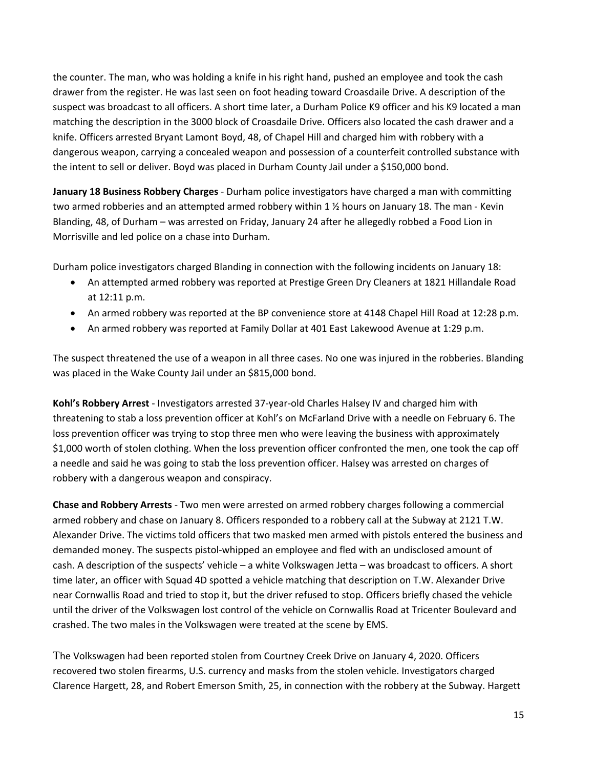the counter. The man, who was holding a knife in his right hand, pushed an employee and took the cash drawer from the register. He was last seen on foot heading toward Croasdaile Drive. A description of the suspect was broadcast to all officers. A short time later, a Durham Police K9 officer and his K9 located a man matching the description in the 3000 block of Croasdaile Drive. Officers also located the cash drawer and a knife. Officers arrested Bryant Lamont Boyd, 48, of Chapel Hill and charged him with robbery with a dangerous weapon, carrying a concealed weapon and possession of a counterfeit controlled substance with the intent to sell or deliver. Boyd was placed in Durham County Jail under a $150,000 bond.

**January 18 Business Robbery Charges** - Durham police investigators have charged a man with committing two armed robberies and an attempted armed robbery within 1 ½ hours on January 18. The man - Kevin Blanding, 48, of Durham – was arrested on Friday, January 24 after he allegedly robbed a Food Lion in Morrisville and led police on a chase into Durham.

Durham police investigators charged Blanding in connection with the following incidents on January 18:

- An attempted armed robbery was reported at Prestige Green Dry Cleaners at 1821 Hillandale Road at 12:11 p.m.
- An armed robbery was reported at the BP convenience store at 4148 Chapel Hill Road at 12:28 p.m.
- An armed robbery was reported at Family Dollar at 401 East Lakewood Avenue at 1:29 p.m.

The suspect threatened the use of a weapon in all three cases. No one was injured in the robberies. Blanding was placed in the Wake County Jail under an $815,000 bond.

**Kohl's Robbery Arrest** - Investigators arrested 37-year-old Charles Halsey IV and charged him with threatening to stab a loss prevention officer at Kohl's on McFarland Drive with a needle on February 6. The loss prevention officer was trying to stop three men who were leaving the business with approximately $1,000 worth of stolen clothing. When the loss prevention officer confronted the men, one took the cap off a needle and said he was going to stab the loss prevention officer. Halsey was arrested on charges of robbery with a dangerous weapon and conspiracy.

**Chase and Robbery Arrests** - Two men were arrested on armed robbery charges following a commercial armed robbery and chase on January 8. Officers responded to a robbery call at the Subway at 2121 T.W. Alexander Drive. The victims told officers that two masked men armed with pistols entered the business and demanded money. The suspects pistol-whipped an employee and fled with an undisclosed amount of cash. A description of the suspects' vehicle – a white Volkswagen Jetta – was broadcast to officers. A short time later, an officer with Squad 4D spotted a vehicle matching that description on T.W. Alexander Drive near Cornwallis Road and tried to stop it, but the driver refused to stop. Officers briefly chased the vehicle until the driver of the Volkswagen lost control of the vehicle on Cornwallis Road at Tricenter Boulevard and crashed. The two males in the Volkswagen were treated at the scene by EMS.

The Volkswagen had been reported stolen from Courtney Creek Drive on January 4, 2020. Officers recovered two stolen firearms, U.S. currency and masks from the stolen vehicle. Investigators charged Clarence Hargett, 28, and Robert Emerson Smith, 25, in connection with the robbery at the Subway. Hargett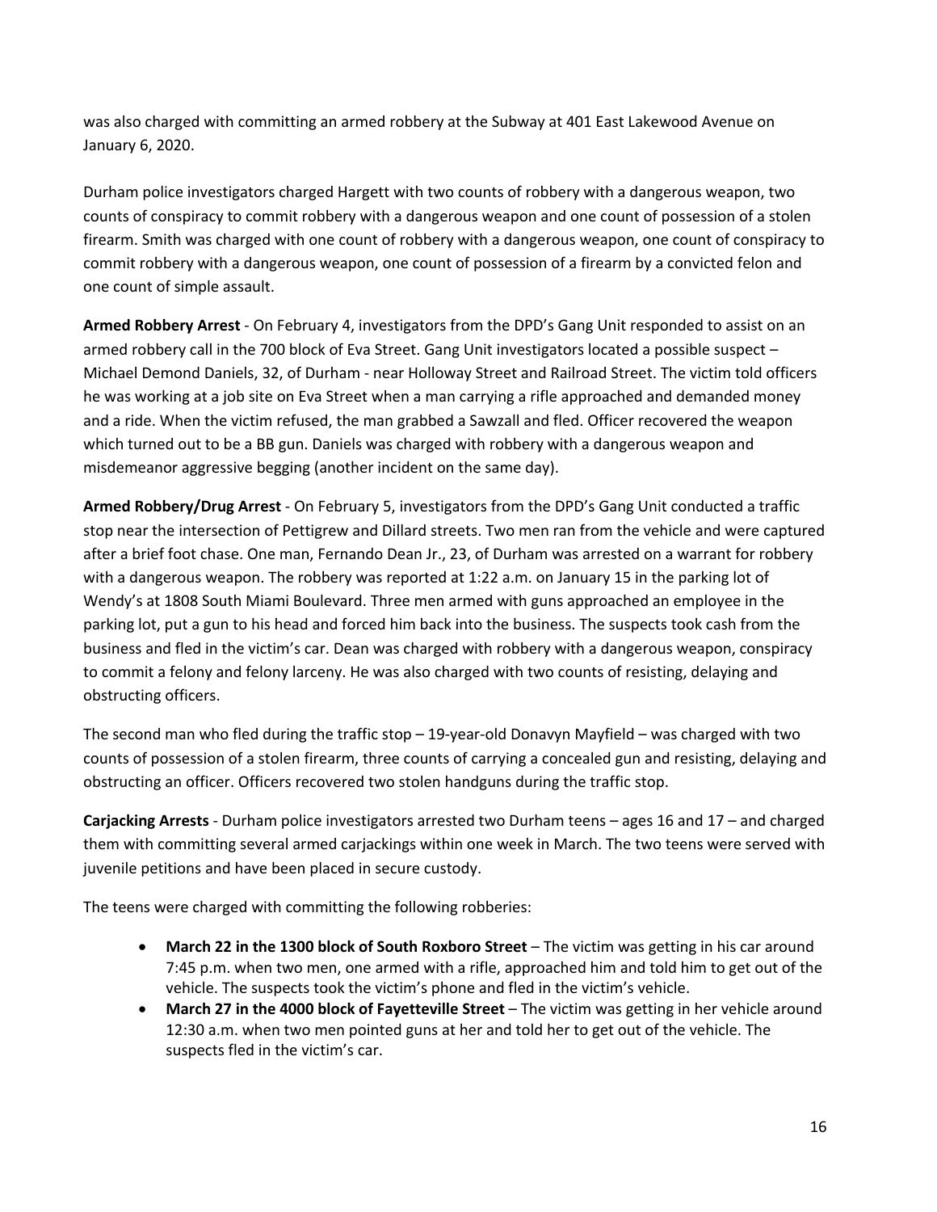was also charged with committing an armed robbery at the Subway at 401 East Lakewood Avenue on January 6, 2020.

Durham police investigators charged Hargett with two counts of robbery with a dangerous weapon, two counts of conspiracy to commit robbery with a dangerous weapon and one count of possession of a stolen firearm. Smith was charged with one count of robbery with a dangerous weapon, one count of conspiracy to commit robbery with a dangerous weapon, one count of possession of a firearm by a convicted felon and one count of simple assault.

**Armed Robbery Arrest** - On February 4, investigators from the DPD's Gang Unit responded to assist on an armed robbery call in the 700 block of Eva Street. Gang Unit investigators located a possible suspect – Michael Demond Daniels, 32, of Durham - near Holloway Street and Railroad Street. The victim told officers he was working at a job site on Eva Street when a man carrying a rifle approached and demanded money and a ride. When the victim refused, the man grabbed a Sawzall and fled. Officer recovered the weapon which turned out to be a BB gun. Daniels was charged with robbery with a dangerous weapon and misdemeanor aggressive begging (another incident on the same day).

**Armed Robbery/Drug Arrest** - On February 5, investigators from the DPD's Gang Unit conducted a traffic stop near the intersection of Pettigrew and Dillard streets. Two men ran from the vehicle and were captured after a brief foot chase. One man, Fernando Dean Jr., 23, of Durham was arrested on a warrant for robbery with a dangerous weapon. The robbery was reported at 1:22 a.m. on January 15 in the parking lot of Wendy's at 1808 South Miami Boulevard. Three men armed with guns approached an employee in the parking lot, put a gun to his head and forced him back into the business. The suspects took cash from the business and fled in the victim's car. Dean was charged with robbery with a dangerous weapon, conspiracy to commit a felony and felony larceny. He was also charged with two counts of resisting, delaying and obstructing officers.

The second man who fled during the traffic stop – 19-year-old Donavyn Mayfield – was charged with two counts of possession of a stolen firearm, three counts of carrying a concealed gun and resisting, delaying and obstructing an officer. Officers recovered two stolen handguns during the traffic stop.

**Carjacking Arrests** - Durham police investigators arrested two Durham teens – ages 16 and 17 – and charged them with committing several armed carjackings within one week in March. The two teens were served with juvenile petitions and have been placed in secure custody.

The teens were charged with committing the following robberies:

- **March 22 in the 1300 block of South Roxboro Street** – The victim was getting in his car around 7:45 p.m. when two men, one armed with a rifle, approached him and told him to get out of the vehicle. The suspects took the victim's phone and fled in the victim's vehicle.
- **March 27 in the 4000 block of Fayetteville Street** – The victim was getting in her vehicle around 12:30 a.m. when two men pointed guns at her and told her to get out of the vehicle. The suspects fled in the victim's car.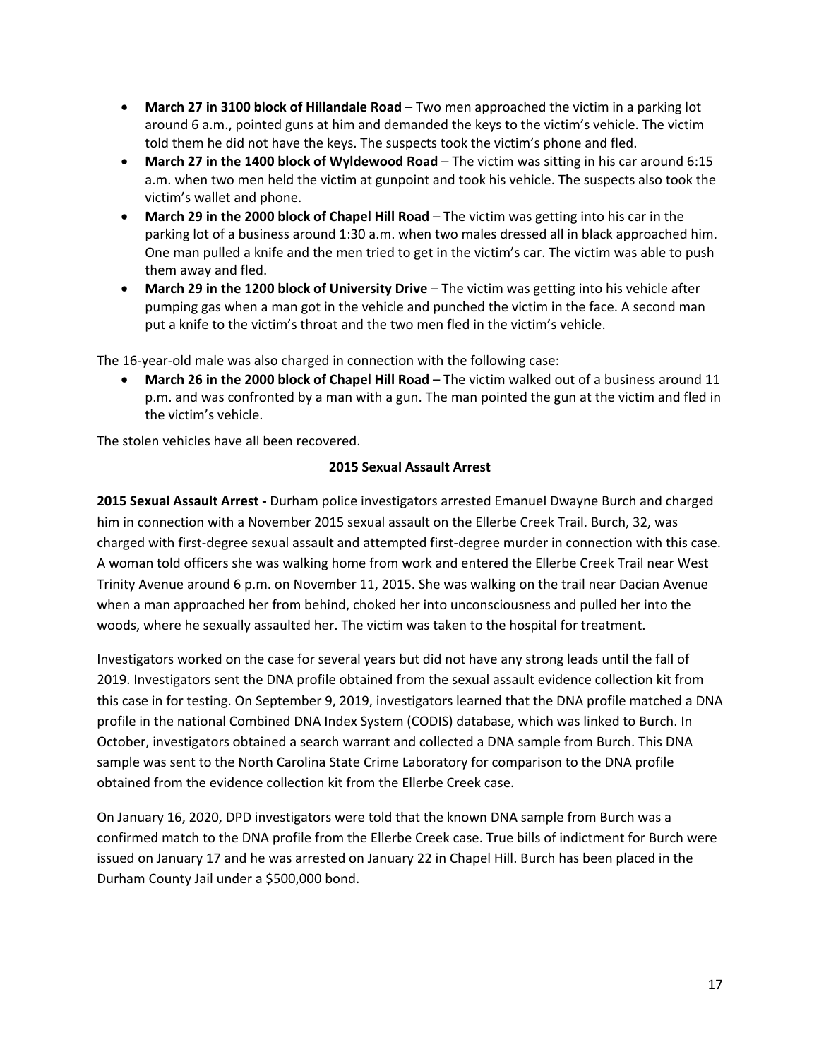- **March 27 in 3100 block of Hillandale Road** – Two men approached the victim in a parking lot around 6 a.m., pointed guns at him and demanded the keys to the victim's vehicle. The victim told them he did not have the keys. The suspects took the victim's phone and fled.
- **March 27 in the 1400 block of Wyldewood Road** – The victim was sitting in his car around 6:15 a.m. when two men held the victim at gunpoint and took his vehicle. The suspects also took the victim's wallet and phone.
- **March 29 in the 2000 block of Chapel Hill Road** – The victim was getting into his car in the parking lot of a business around 1:30 a.m. when two males dressed all in black approached him. One man pulled a knife and the men tried to get in the victim's car. The victim was able to push them away and fled.
- **March 29 in the 1200 block of University Drive** – The victim was getting into his vehicle after pumping gas when a man got in the vehicle and punched the victim in the face. A second man put a knife to the victim's throat and the two men fled in the victim's vehicle.

The 16-year-old male was also charged in connection with the following case:

- **March 26 in the 2000 block of Chapel Hill Road** – The victim walked out of a business around 11 p.m. and was confronted by a man with a gun. The man pointed the gun at the victim and fled in the victim's vehicle.

The stolen vehicles have all been recovered.

## 2015 Sexual Assault Arrest

**2015 Sexual Assault Arrest -** Durham police investigators arrested Emanuel Dwayne Burch and charged him in connection with a November 2015 sexual assault on the Ellerbe Creek Trail. Burch, 32, was charged with first-degree sexual assault and attempted first-degree murder in connection with this case. A woman told officers she was walking home from work and entered the Ellerbe Creek Trail near West Trinity Avenue around 6 p.m. on November 11, 2015. She was walking on the trail near Dacian Avenue when a man approached her from behind, choked her into unconsciousness and pulled her into the woods, where he sexually assaulted her. The victim was taken to the hospital for treatment.

Investigators worked on the case for several years but did not have any strong leads until the fall of 2019. Investigators sent the DNA profile obtained from the sexual assault evidence collection kit from this case in for testing. On September 9, 2019, investigators learned that the DNA profile matched a DNA profile in the national Combined DNA Index System (CODIS) database, which was linked to Burch. In October, investigators obtained a search warrant and collected a DNA sample from Burch. This DNA sample was sent to the North Carolina State Crime Laboratory for comparison to the DNA profile obtained from the evidence collection kit from the Ellerbe Creek case.

On January 16, 2020, DPD investigators were told that the known DNA sample from Burch was a confirmed match to the DNA profile from the Ellerbe Creek case. True bills of indictment for Burch were issued on January 17 and he was arrested on January 22 in Chapel Hill. Burch has been placed in the Durham County Jail under a $500,000 bond.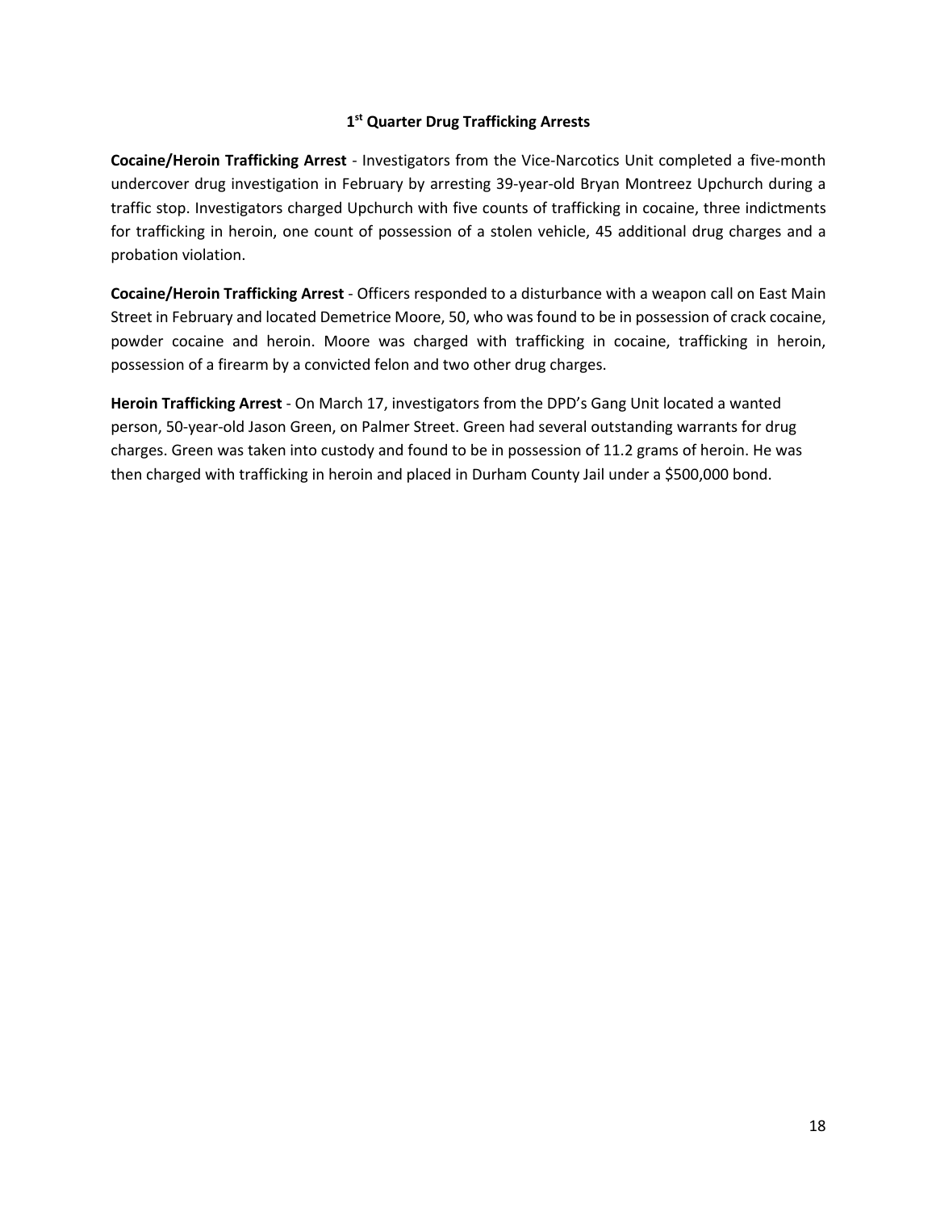## 1st Quarter Drug Trafficking Arrests

**Cocaine/Heroin Trafficking Arrest** - Investigators from the Vice-Narcotics Unit completed a five-month undercover drug investigation in February by arresting 39-year-old Bryan Montreez Upchurch during a traffic stop. Investigators charged Upchurch with five counts of trafficking in cocaine, three indictments for trafficking in heroin, one count of possession of a stolen vehicle, 45 additional drug charges and a probation violation.

**Cocaine/Heroin Trafficking Arrest** - Officers responded to a disturbance with a weapon call on East Main Street in February and located Demetrice Moore, 50, who was found to be in possession of crack cocaine, powder cocaine and heroin. Moore was charged with trafficking in cocaine, trafficking in heroin, possession of a firearm by a convicted felon and two other drug charges.

**Heroin Trafficking Arrest** - On March 17, investigators from the DPD's Gang Unit located a wanted person, 50-year-old Jason Green, on Palmer Street. Green had several outstanding warrants for drug charges. Green was taken into custody and found to be in possession of 11.2 grams of heroin. He was then charged with trafficking in heroin and placed in Durham County Jail under a $500,000 bond.